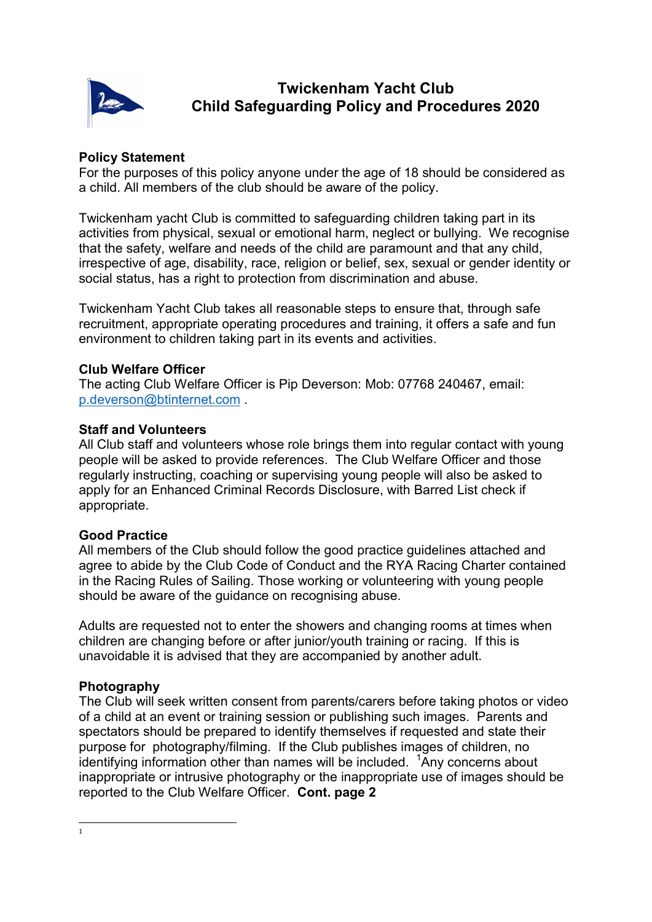# Twickenham Yacht Club
# Child Safeguarding Policy and Procedures 2020

**Policy Statement**
For the purposes of this policy anyone under the age of 18 should be considered as a child. All members of the club should be aware of the policy.

Twickenham yacht Club is committed to safeguarding children taking part in its activities from physical, sexual or emotional harm, neglect or bullying. We recognise that the safety, welfare and needs of the child are paramount and that any child, irrespective of age, disability, race, religion or belief, sex, sexual or gender identity or social status, has a right to protection from discrimination and abuse.

Twickenham Yacht Club takes all reasonable steps to ensure that, through safe recruitment, appropriate operating procedures and training, it offers a safe and fun environment to children taking part in its events and activities.

**Club Welfare Officer**
The acting Club Welfare Officer is Pip Deverson: Mob: 07768 240467, email: p.deverson@btinternet.com .

**Staff and Volunteers**
All Club staff and volunteers whose role brings them into regular contact with young people will be asked to provide references. The Club Welfare Officer and those regularly instructing, coaching or supervising young people will also be asked to apply for an Enhanced Criminal Records Disclosure, with Barred List check if appropriate.

**Good Practice**
All members of the Club should follow the good practice guidelines attached and agree to abide by the Club Code of Conduct and the RYA Racing Charter contained in the Racing Rules of Sailing. Those working or volunteering with young people should be aware of the guidance on recognising abuse.

Adults are requested not to enter the showers and changing rooms at times when children are changing before or after junior/youth training or racing. If this is unavoidable it is advised that they are accompanied by another adult.

**Photography**
The Club will seek written consent from parents/carers before taking photos or video of a child at an event or training session or publishing such images. Parents and spectators should be prepared to identify themselves if requested and state their purpose for photography/filming. If the Club publishes images of children, no identifying information other than names will be included. [1]Any concerns about inappropriate or intrusive photography or the inappropriate use of images should be reported to the Club Welfare Officer. **Cont. page 2**

[1]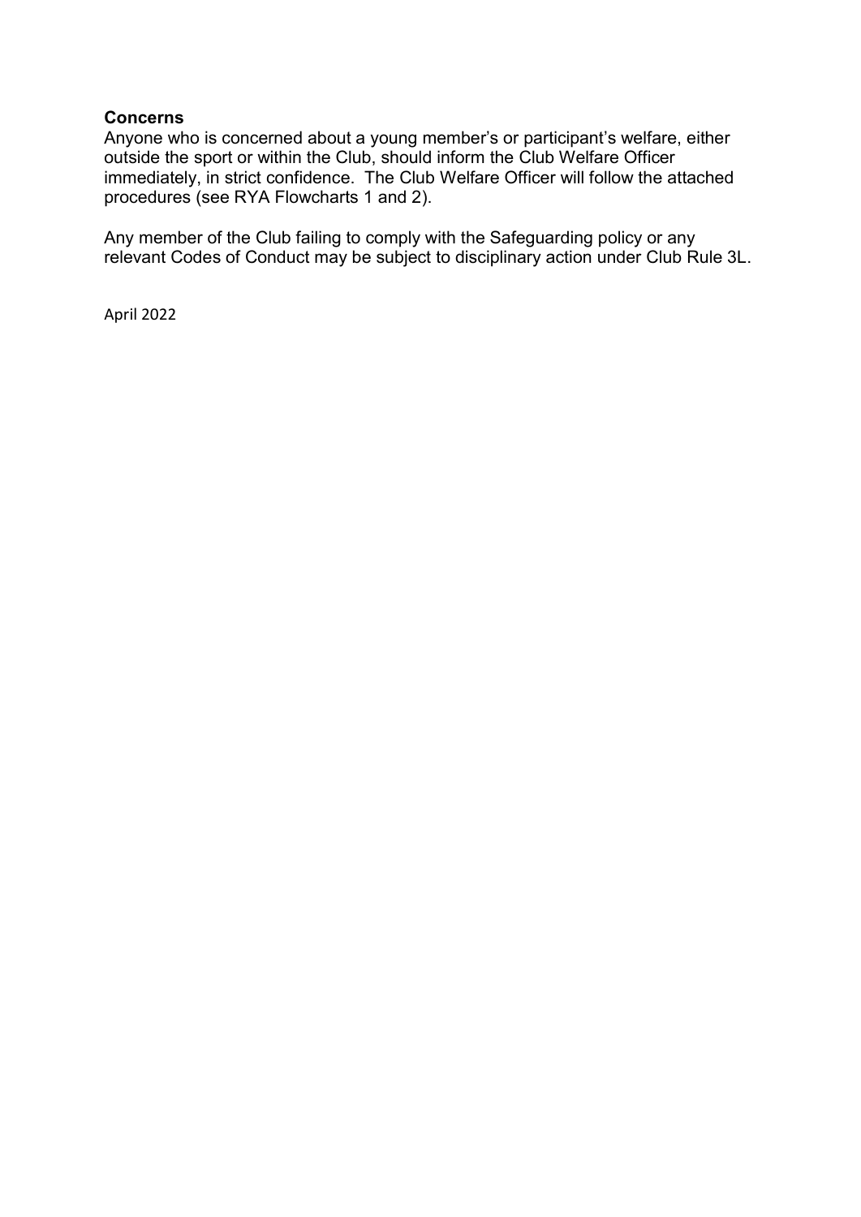**Concerns**

Anyone who is concerned about a young member's or participant's welfare, either outside the sport or within the Club, should inform the Club Welfare Officer immediately, in strict confidence. The Club Welfare Officer will follow the attached procedures (see RYA Flowcharts 1 and 2).

Any member of the Club failing to comply with the Safeguarding policy or any relevant Codes of Conduct may be subject to disciplinary action under Club Rule 3L.

April 2022